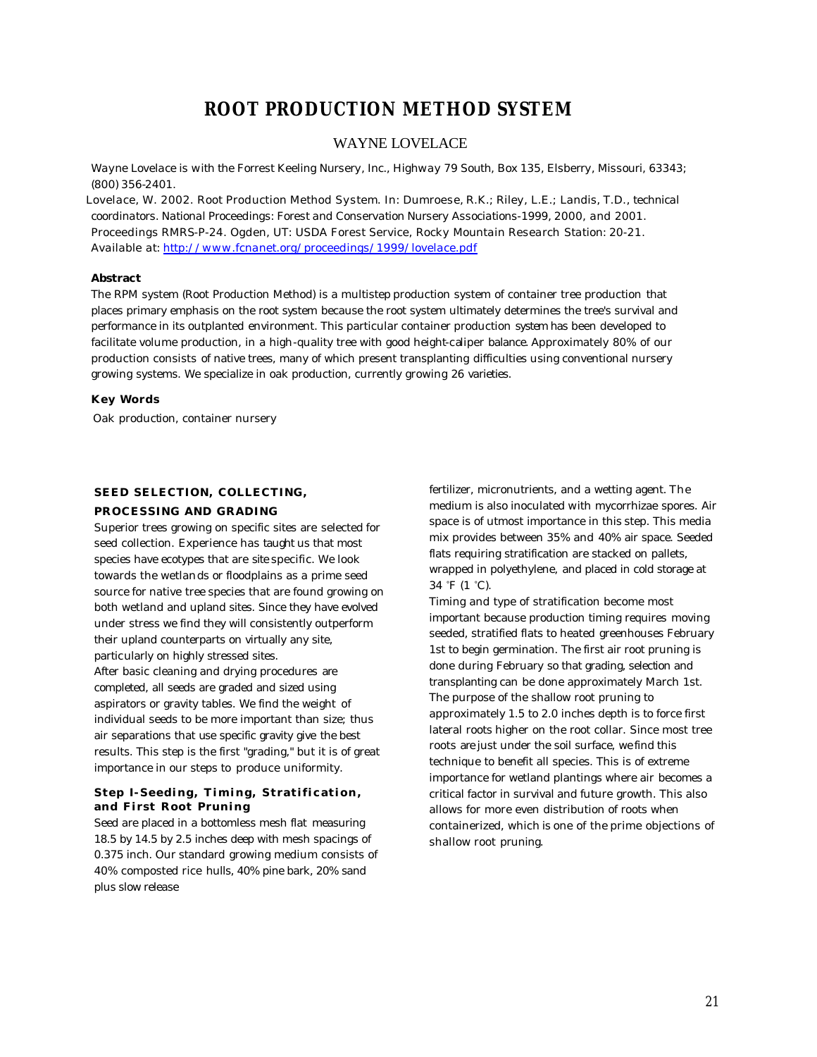# ROOT PRODUCTION METHOD SYSTEM

WAYNE LOVELACE

*Wayne Lovelace is with the Forrest Keeling Nursery, Inc., Highway 79 South, Box 135, Elsberry, Missouri, 63343; (800) 356-2401.*

*Lovelace, W. 2002. Root Production Method System. In: Dumroese, R.K.; Riley, L.E.; Landis, T.D., technical coordinators. National Proceedings: Forest and Conservation Nursery Associations-1999, 2000, and 2001. Proceedings RMRS-P-24. Ogden, UT: USDA Forest Service, Rocky Mountain Research Station: 20-21. Available at: http://www.fcnanet.org/proceedings/1999/lovelace.pdf*

**Abstract**

The RPM system (Root Production Method) is a multistep production system of container tree production that places primary emphasis on the root system because the root system ultimately determines the tree's survival and performance in its outplanted environment. This particular container production system has been developed to facilitate volume production, in a high-quality tree with good height-caliper balance. Approximately 80% of our production consists of native trees, many of which present transplanting difficulties using conventional nursery growing systems. We specialize in oak production, currently growing 26 varieties.

**Key Words**

Oak production, container nursery

## SEED SELECTION, COLLECTING, PROCESSING AND GRADING

Superior trees growing on specific sites are selected for seed collection. Experience has taught us that most species have ecotypes that are site specific. We look towards the wetlands or floodplains as a prime seed source for native tree species that are found growing on both wetland and upland sites. Since they have evolved under stress we find they will consistently outperform their upland counterparts on virtually any site, particularly on highly stressed sites.

After basic cleaning and drying procedures are completed, all seeds are graded and sized using aspirators or gravity tables. We find the weight of individual seeds to be more important than size; thus air separations that use specific gravity give the best results. This step is the first "grading," but it is of great importance in our steps to produce uniformity.

### Step I-Seeding, Timing, Stratification, and First Root Pruning

Seed are placed in a bottomless mesh flat measuring 18.5 by 14.5 by 2.5 inches deep with mesh spacings of 0.375 inch. Our standard growing medium consists of 40% composted rice hulls, 40% pine bark, 20% sand plus slow release fertilizer, micronutrients, and a wetting agent. The medium is also inoculated with mycorrhizae spores. Air space is of utmost importance in this step. This media mix provides between 35% and 40% air space. Seeded flats requiring stratification are stacked on pallets, wrapped in polyethylene, and placed in cold storage at 34 °F (1 °C).

Timing and type of stratification become most important because production timing requires moving seeded, stratified flats to heated greenhouses February 1st to begin germination. The first air root pruning is done during February so that grading, selection and transplanting can be done approximately March 1st. The purpose of the shallow root pruning to approximately 1.5 to 2.0 inches depth is to force first lateral roots higher on the root collar. Since most tree roots are just under the soil surface, we find this technique to benefit all species. This is of extreme importance for wetland plantings where air becomes a critical factor in survival and future growth. This also allows for more even distribution of roots when containerized, which is one of the prime objections of shallow root pruning.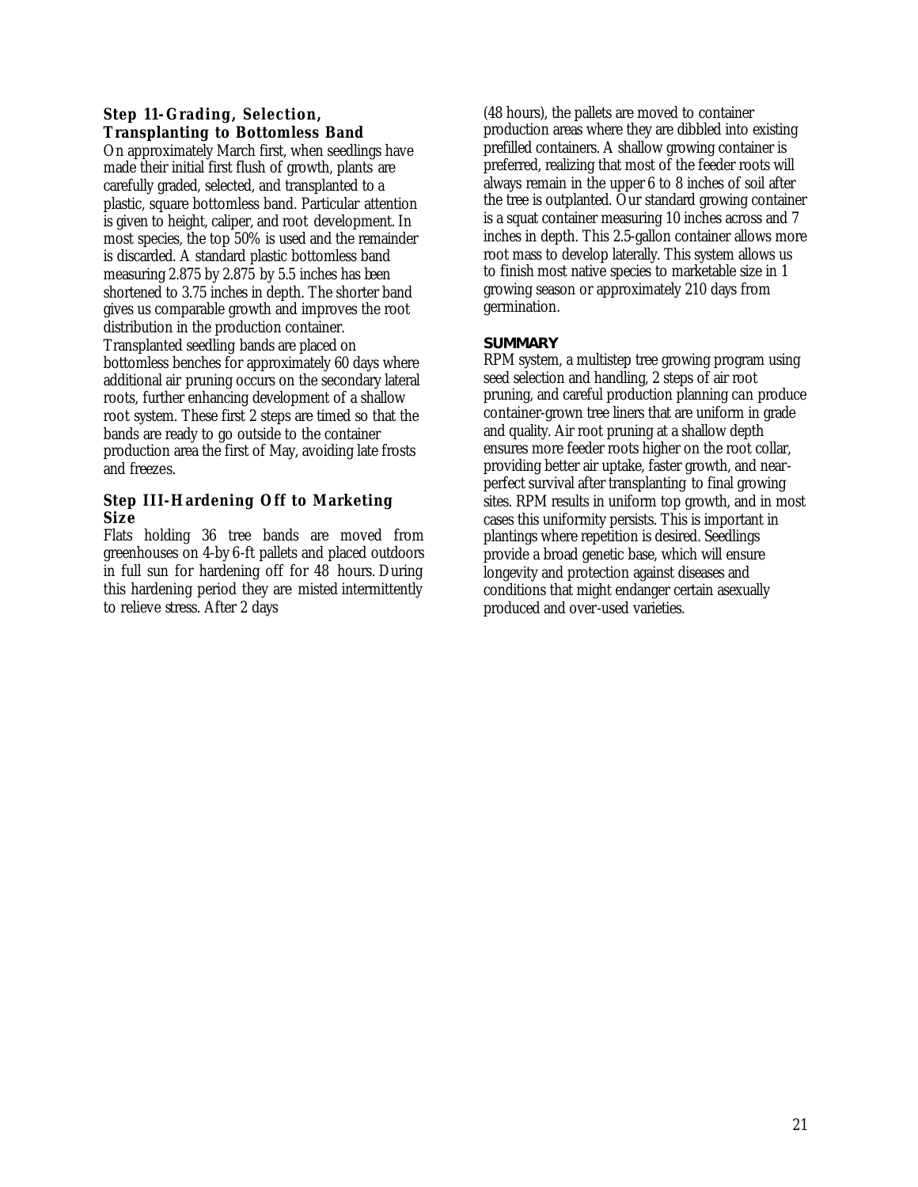### Step 11-Grading, Selection, Transplanting to Bottomless Band

On approximately March first, when seedlings have made their initial first flush of growth, plants are carefully graded, selected, and transplanted to a plastic, square bottomless band. Particular attention is given to height, caliper, and root development. In most species, the top 50% is used and the remainder is discarded. A standard plastic bottomless band measuring 2.875 by 2.875 by 5.5 inches has been shortened to 3.75 inches in depth. The shorter band gives us comparable growth and improves the root distribution in the production container. Transplanted seedling bands are placed on bottomless benches for approximately 60 days where additional air pruning occurs on the secondary lateral roots, further enhancing development of a shallow root system. These first 2 steps are timed so that the bands are ready to go outside to the container production area the first of May, avoiding late frosts and freezes.

### Step III-Hardening Off to Marketing Size

Flats holding 36 tree bands are moved from greenhouses on 4-by 6-ft pallets and placed outdoors in full sun for hardening off for 48 hours. During this hardening period they are misted intermittently to relieve stress. After 2 days (48 hours), the pallets are moved to container production areas where they are dibbled into existing prefilled containers. A shallow growing container is preferred, realizing that most of the feeder roots will always remain in the upper 6 to 8 inches of soil after the tree is outplanted. Our standard growing container is a squat container measuring 10 inches across and 7 inches in depth. This 2.5-gallon container allows more root mass to develop laterally. This system allows us to finish most native species to marketable size in 1 growing season or approximately 210 days from germination.

## SUMMARY

RPM system, a multistep tree growing program using seed selection and handling, 2 steps of air root pruning, and careful production planning can produce container-grown tree liners that are uniform in grade and quality. Air root pruning at a shallow depth ensures more feeder roots higher on the root collar, providing better air uptake, faster growth, and near-perfect survival after transplanting to final growing sites. RPM results in uniform top growth, and in most cases this uniformity persists. This is important in plantings where repetition is desired. Seedlings provide a broad genetic base, which will ensure longevity and protection against diseases and conditions that might endanger certain asexually produced and over-used varieties.